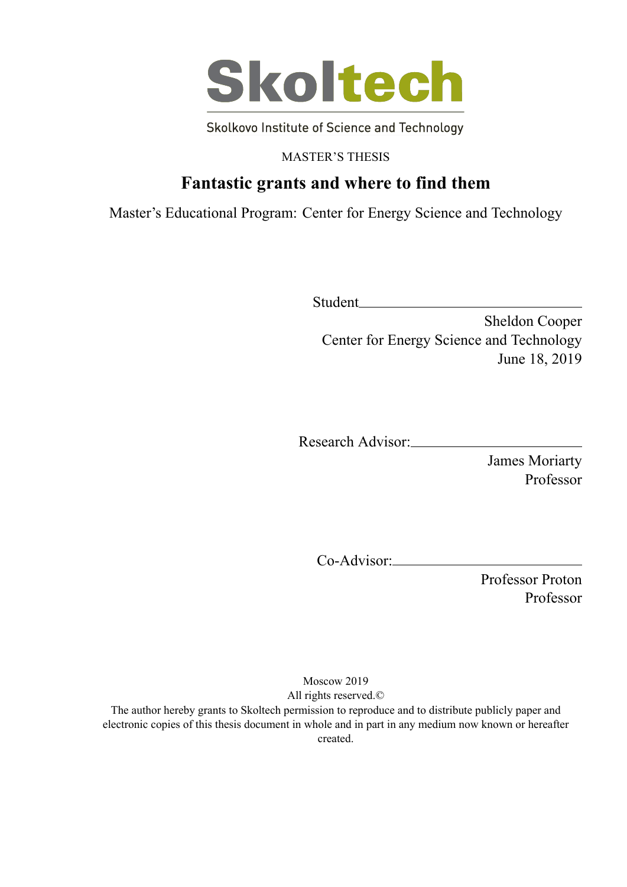Skoltech

Skolkovo Institute of Science and Technology

MASTER'S THESIS

# Fantastic grants and where to find them

Master's Educational Program: Center for Energy Science and Technology

Student\_\_\_\_\_\_\_\_\_\_\_\_\_\_\_\_\_\_\_\_\_\_\_\_\_\_\_\_\_\_\_\_

Sheldon Cooper
Center for Energy Science and Technology
June 18, 2019

Research Advisor:\_\_\_\_\_\_\_\_\_\_\_\_\_\_\_\_\_\_\_\_\_\_\_\_\_\_

James Moriarty
Professor

Co-Advisor:\_\_\_\_\_\_\_\_\_\_\_\_\_\_\_\_\_\_\_\_\_\_\_\_\_\_\_\_

Professor Proton
Professor

Moscow 2019
All rights reserved.©
The author hereby grants to Skoltech permission to reproduce and to distribute publicly paper and electronic copies of this thesis document in whole and in part in any medium now known or hereafter created.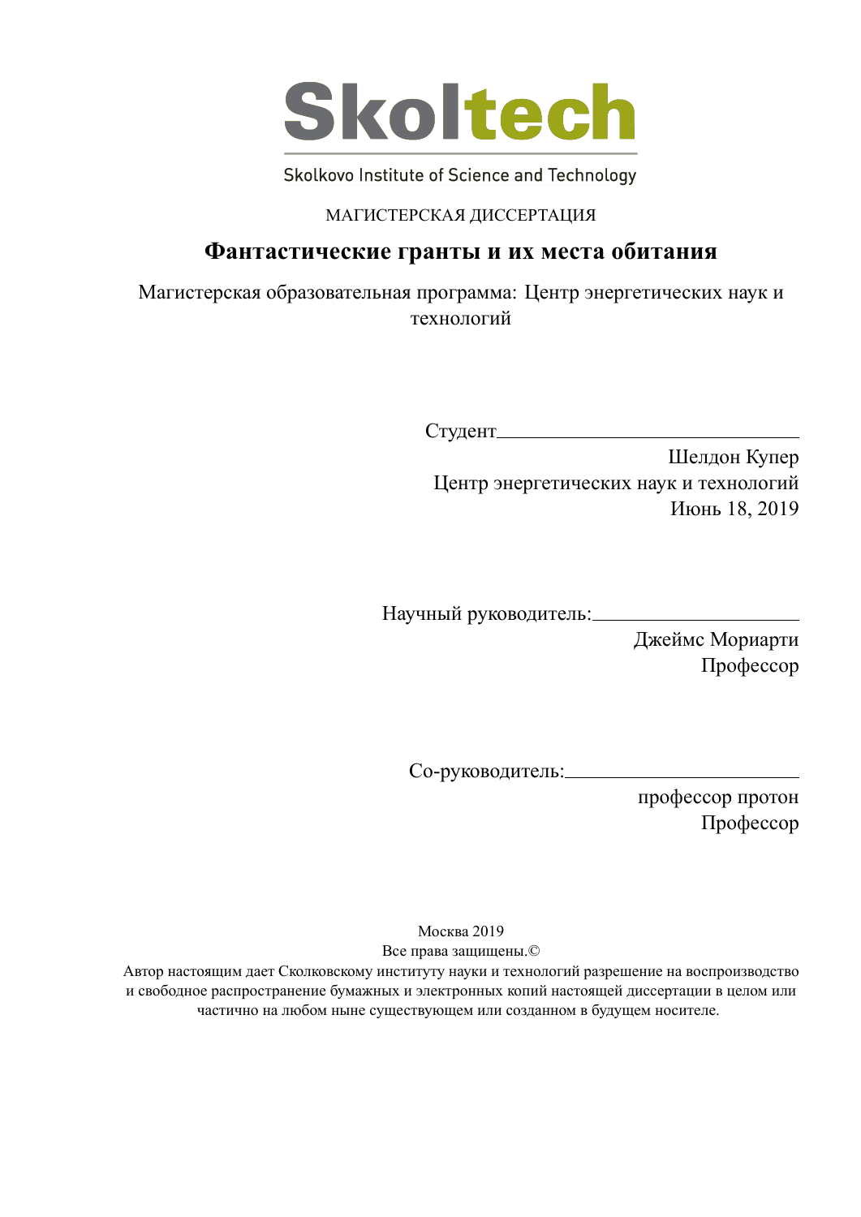Skoltech

Skolkovo Institute of Science and Technology

МАГИСТЕРСКАЯ ДИССЕРТАЦИЯ

# Фантастические гранты и их места обитания

Магистерская образовательная программа: Центр энергетических наук и технологий

Студент\_\_\_\_\_\_\_\_\_\_\_\_\_\_\_\_\_\_\_\_\_\_\_\_\_\_\_\_\_\_

Шелдон Купер

Центр энергетических наук и технологий

Июнь 18, 2019

Научный руководитель:\_\_\_\_\_\_\_\_\_\_\_\_\_\_\_\_\_\_\_\_

Джеймс Мориарти

Профессор

Со-руководитель:\_\_\_\_\_\_\_\_\_\_\_\_\_\_\_\_\_\_\_\_\_\_\_\_

профессор протон

Профессор

Москва 2019

Все права защищены.©

Автор настоящим дает Сколковскому институту науки и технологий разрешение на воспроизводство и свободное распространение бумажных и электронных копий настоящей диссертации в целом или частично на любом ныне существующем или созданном в будущем носителе.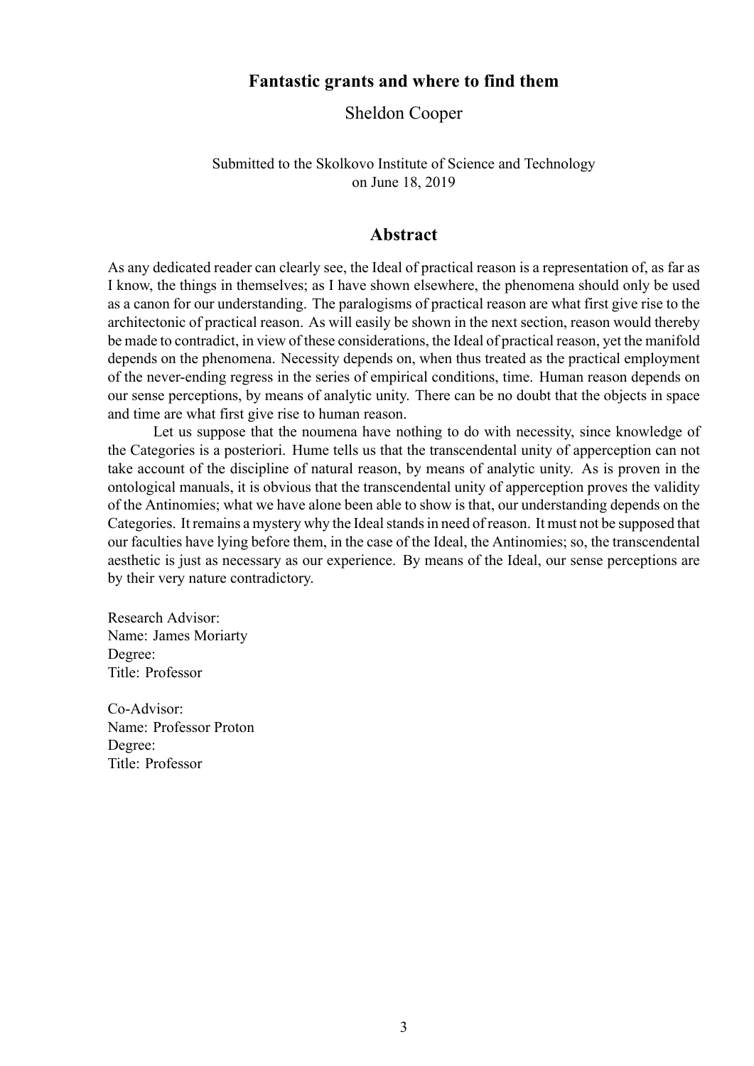# Fantastic grants and where to find them

Sheldon Cooper

Submitted to the Skolkovo Institute of Science and Technology
on June 18, 2019

## Abstract

As any dedicated reader can clearly see, the Ideal of practical reason is a representation of, as far as I know, the things in themselves; as I have shown elsewhere, the phenomena should only be used as a canon for our understanding. The paralogisms of practical reason are what first give rise to the architectonic of practical reason. As will easily be shown in the next section, reason would thereby be made to contradict, in view of these considerations, the Ideal of practical reason, yet the manifold depends on the phenomena. Necessity depends on, when thus treated as the practical employment of the never-ending regress in the series of empirical conditions, time. Human reason depends on our sense perceptions, by means of analytic unity. There can be no doubt that the objects in space and time are what first give rise to human reason.

Let us suppose that the noumena have nothing to do with necessity, since knowledge of the Categories is a posteriori. Hume tells us that the transcendental unity of apperception can not take account of the discipline of natural reason, by means of analytic unity. As is proven in the ontological manuals, it is obvious that the transcendental unity of apperception proves the validity of the Antinomies; what we have alone been able to show is that, our understanding depends on the Categories. It remains a mystery why the Ideal stands in need of reason. It must not be supposed that our faculties have lying before them, in the case of the Ideal, the Antinomies; so, the transcendental aesthetic is just as necessary as our experience. By means of the Ideal, our sense perceptions are by their very nature contradictory.

Research Advisor:
Name: James Moriarty
Degree:
Title: Professor

Co-Advisor:
Name: Professor Proton
Degree:
Title: Professor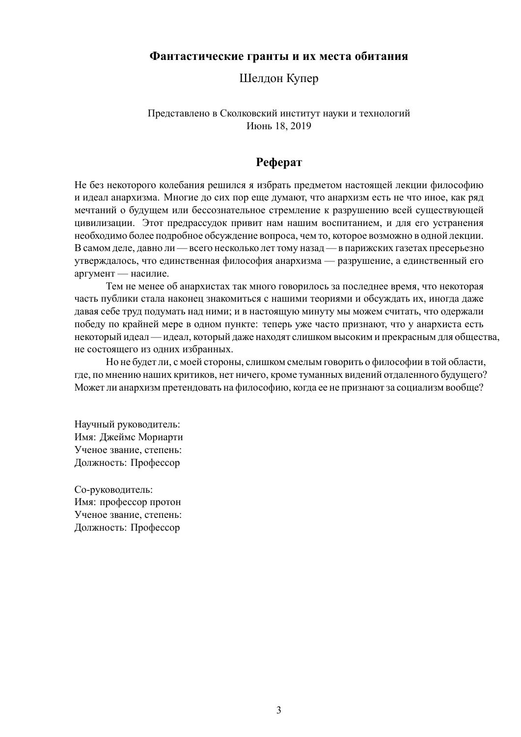**Фантастические гранты и их места обитания**

Шелдон Купер

Представлено в Сколковский институт науки и технологий
Июнь 18, 2019

## Реферат

Не без некоторого колебания решился я избрать предметом настоящей лекции философию и идеал анархизма. Многие до сих пор еще думают, что анархизм есть не что иное, как ряд мечтаний о будущем или бессознательное стремление к разрушению всей существующей цивилизации. Этот предрассудок привит нам нашим воспитанием, и для его устранения необходимо более подробное обсуждение вопроса, чем то, которое возможно в одной лекции. В самом деле, давно ли — всего несколько лет тому назад — в парижских газетах пресерьезно утверждалось, что единственная философия анархизма — разрушение, а единственный его аргумент — насилие.

Тем не менее об анархистах так много говорилось за последнее время, что некоторая часть публики стала наконец знакомиться с нашими теориями и обсуждать их, иногда даже давая себе труд подумать над ними; и в настоящую минуту мы можем считать, что одержали победу по крайней мере в одном пункте: теперь уже часто признают, что у анархиста есть некоторый идеал — идеал, который даже находят слишком высоким и прекрасным для общества, не состоящего из одних избранных.

Но не будет ли, с моей стороны, слишком смелым говорить о философии в той области, где, по мнению наших критиков, нет ничего, кроме туманных видений отдаленного будущего? Может ли анархизм претендовать на философию, когда ее не признают за социализм вообще?

Научный руководитель:
Имя: Джеймс Мориарти
Ученое звание, степень:
Должность: Профессор

Со-руководитель:
Имя: профессор протон
Ученое звание, степень:
Должность: Профессор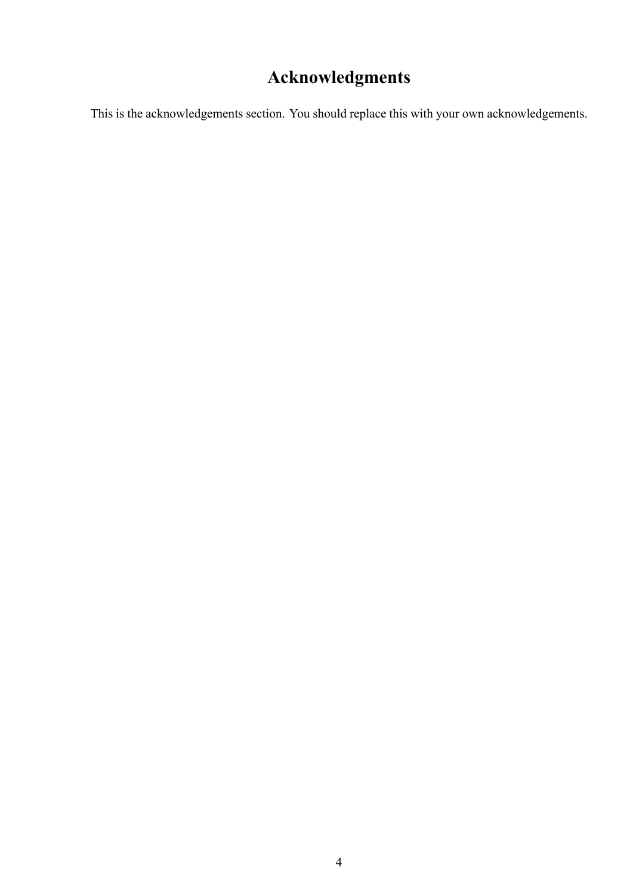# Acknowledgments

This is the acknowledgements section. You should replace this with your own acknowledgements.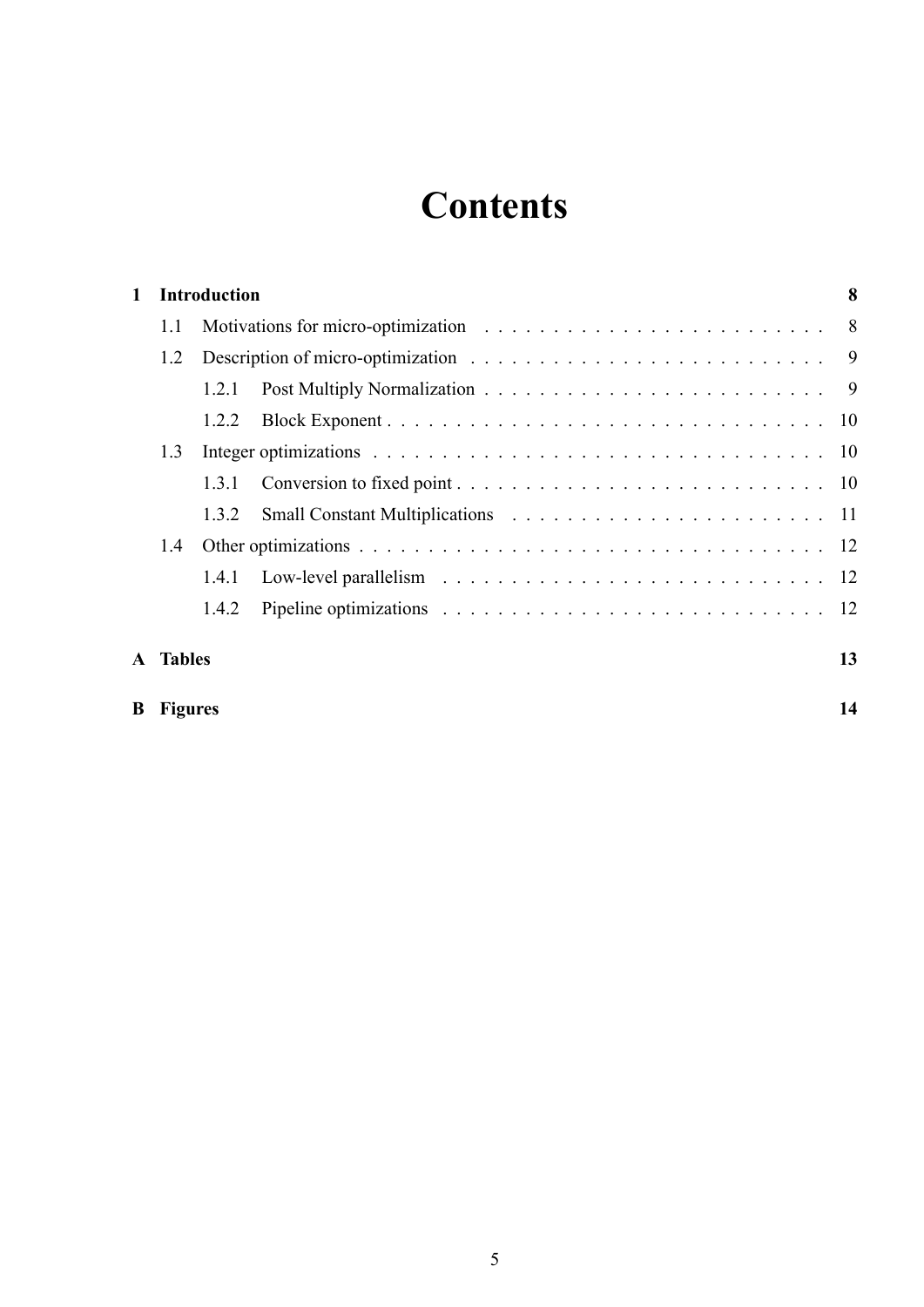# Contents

**1 Introduction** **8**

- 1.1 Motivations for micro-optimization . . . . . . . . . . . . . . . . . . . . . . . . 8
- 1.2 Description of micro-optimization . . . . . . . . . . . . . . . . . . . . . . . . . 9
  - 1.2.1 Post Multiply Normalization . . . . . . . . . . . . . . . . . . . . . . . 9
  - 1.2.2 Block Exponent . . . . . . . . . . . . . . . . . . . . . . . . . . . . . . 10
- 1.3 Integer optimizations . . . . . . . . . . . . . . . . . . . . . . . . . . . . . . . 10
  - 1.3.1 Conversion to fixed point . . . . . . . . . . . . . . . . . . . . . . . . . 10
  - 1.3.2 Small Constant Multiplications . . . . . . . . . . . . . . . . . . . . . 11
- 1.4 Other optimizations . . . . . . . . . . . . . . . . . . . . . . . . . . . . . . . . 12
  - 1.4.1 Low-level parallelism . . . . . . . . . . . . . . . . . . . . . . . . . . 12
  - 1.4.2 Pipeline optimizations . . . . . . . . . . . . . . . . . . . . . . . . . . 12

**A Tables** **13**

**B Figures** **14**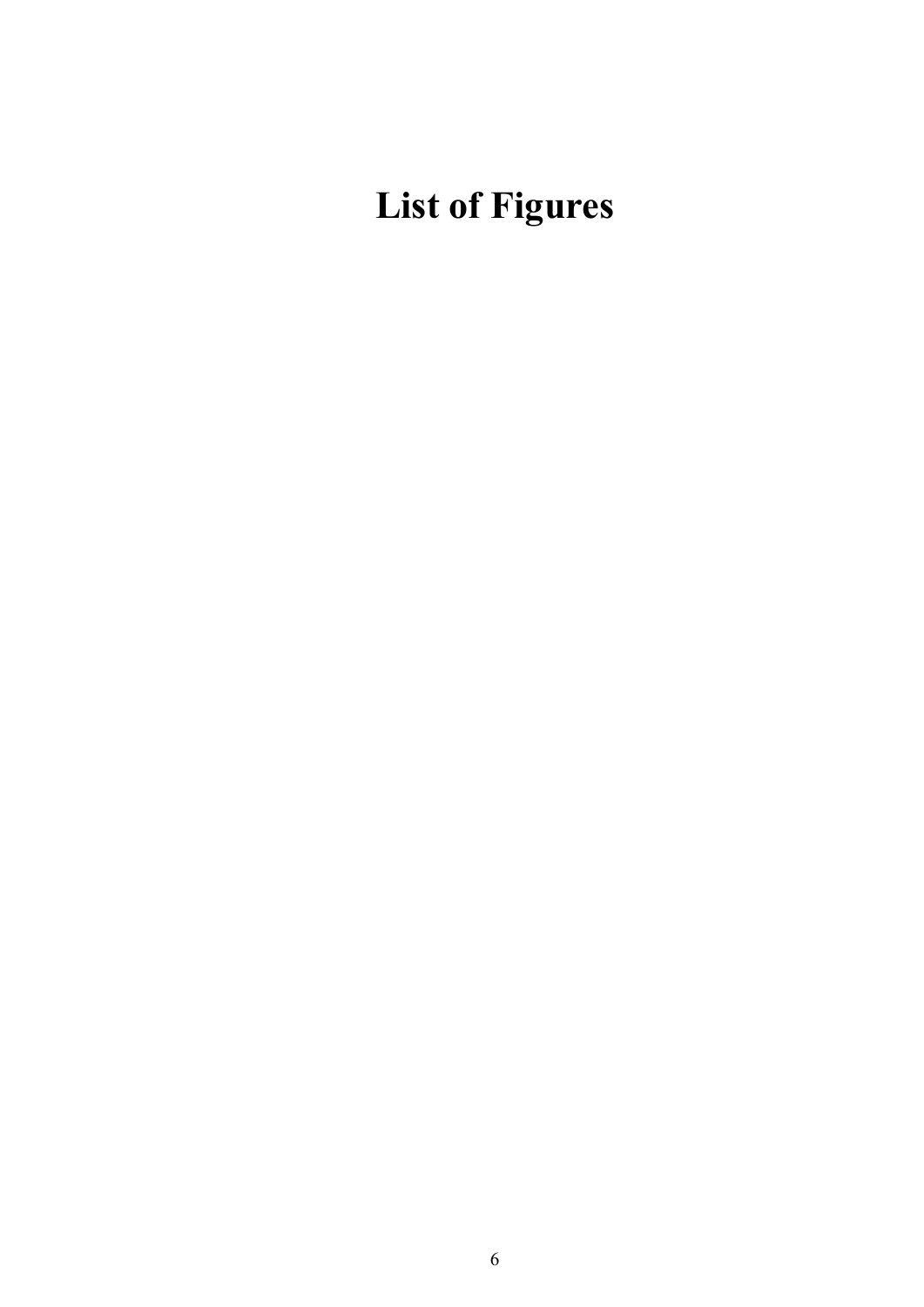# List of Figures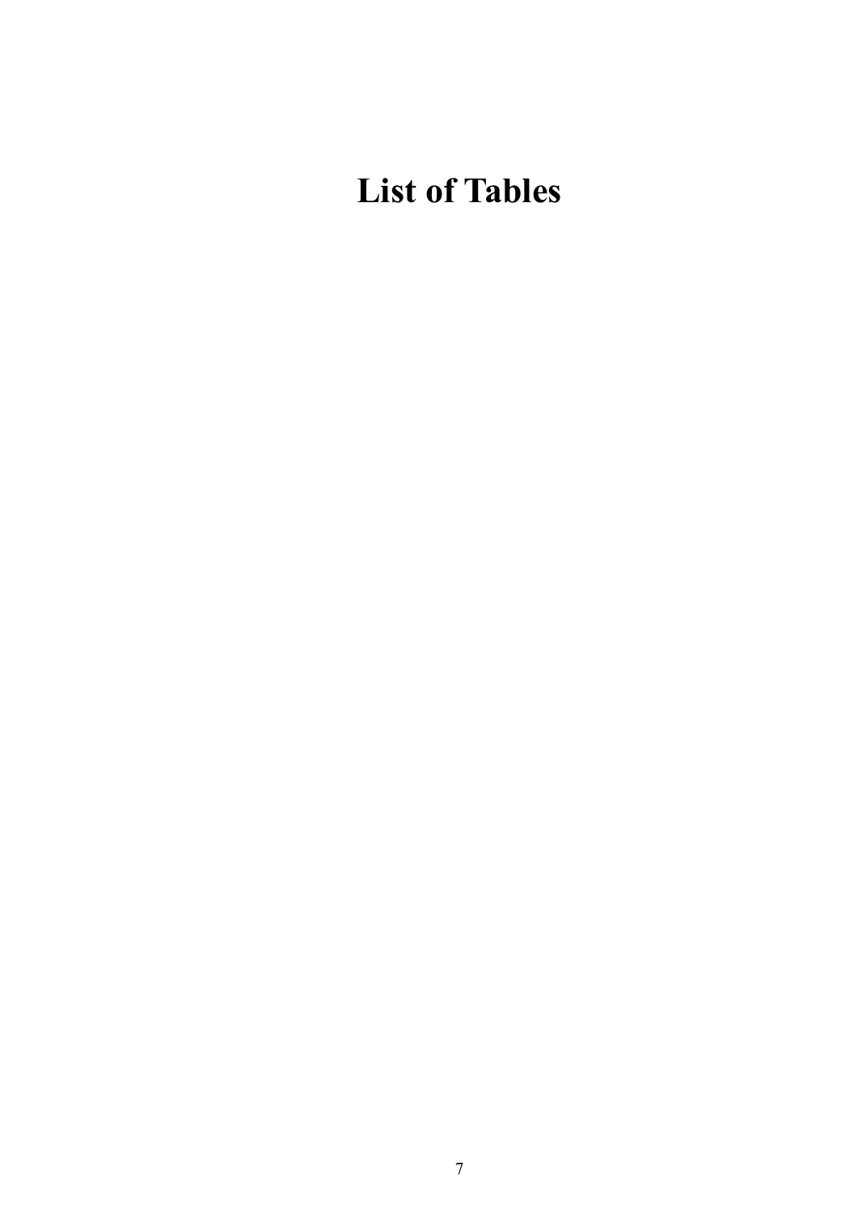# List of Tables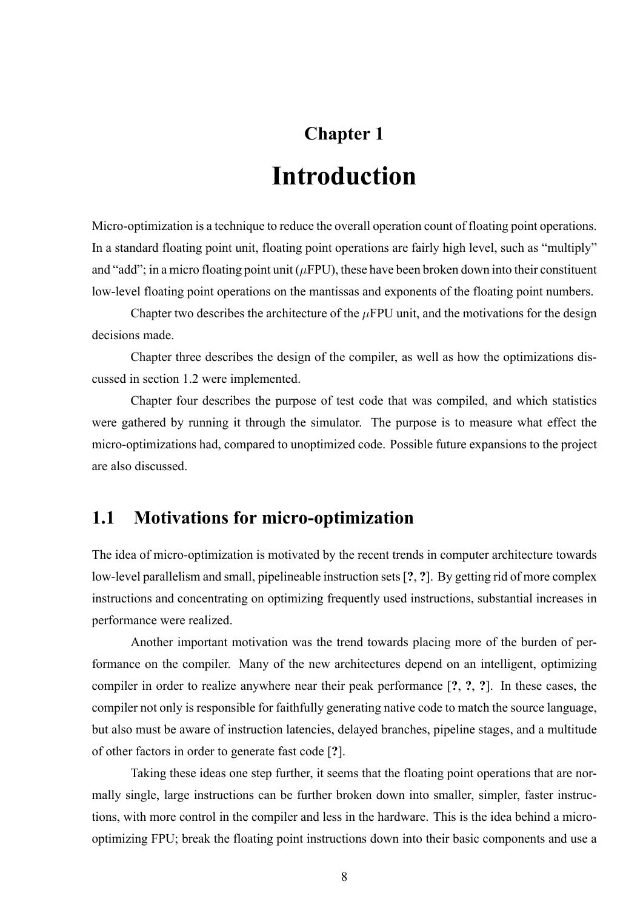# Chapter 1

# Introduction

Micro-optimization is a technique to reduce the overall operation count of floating point operations. In a standard floating point unit, floating point operations are fairly high level, such as "multiply" and "add"; in a micro floating point unit ($\mu$FPU), these have been broken down into their constituent low-level floating point operations on the mantissas and exponents of the floating point numbers.

Chapter two describes the architecture of the $\mu$FPU unit, and the motivations for the design decisions made.

Chapter three describes the design of the compiler, as well as how the optimizations discussed in section 1.2 were implemented.

Chapter four describes the purpose of test code that was compiled, and which statistics were gathered by running it through the simulator. The purpose is to measure what effect the micro-optimizations had, compared to unoptimized code. Possible future expansions to the project are also discussed.

## 1.1 Motivations for micro-optimization

The idea of micro-optimization is motivated by the recent trends in computer architecture towards low-level parallelism and small, pipelineable instruction sets [**?**, **?**]. By getting rid of more complex instructions and concentrating on optimizing frequently used instructions, substantial increases in performance were realized.

Another important motivation was the trend towards placing more of the burden of performance on the compiler. Many of the new architectures depend on an intelligent, optimizing compiler in order to realize anywhere near their peak performance [**?**, **?**, **?**]. In these cases, the compiler not only is responsible for faithfully generating native code to match the source language, but also must be aware of instruction latencies, delayed branches, pipeline stages, and a multitude of other factors in order to generate fast code [**?**].

Taking these ideas one step further, it seems that the floating point operations that are normally single, large instructions can be further broken down into smaller, simpler, faster instructions, with more control in the compiler and less in the hardware. This is the idea behind a micro-optimizing FPU; break the floating point instructions down into their basic components and use a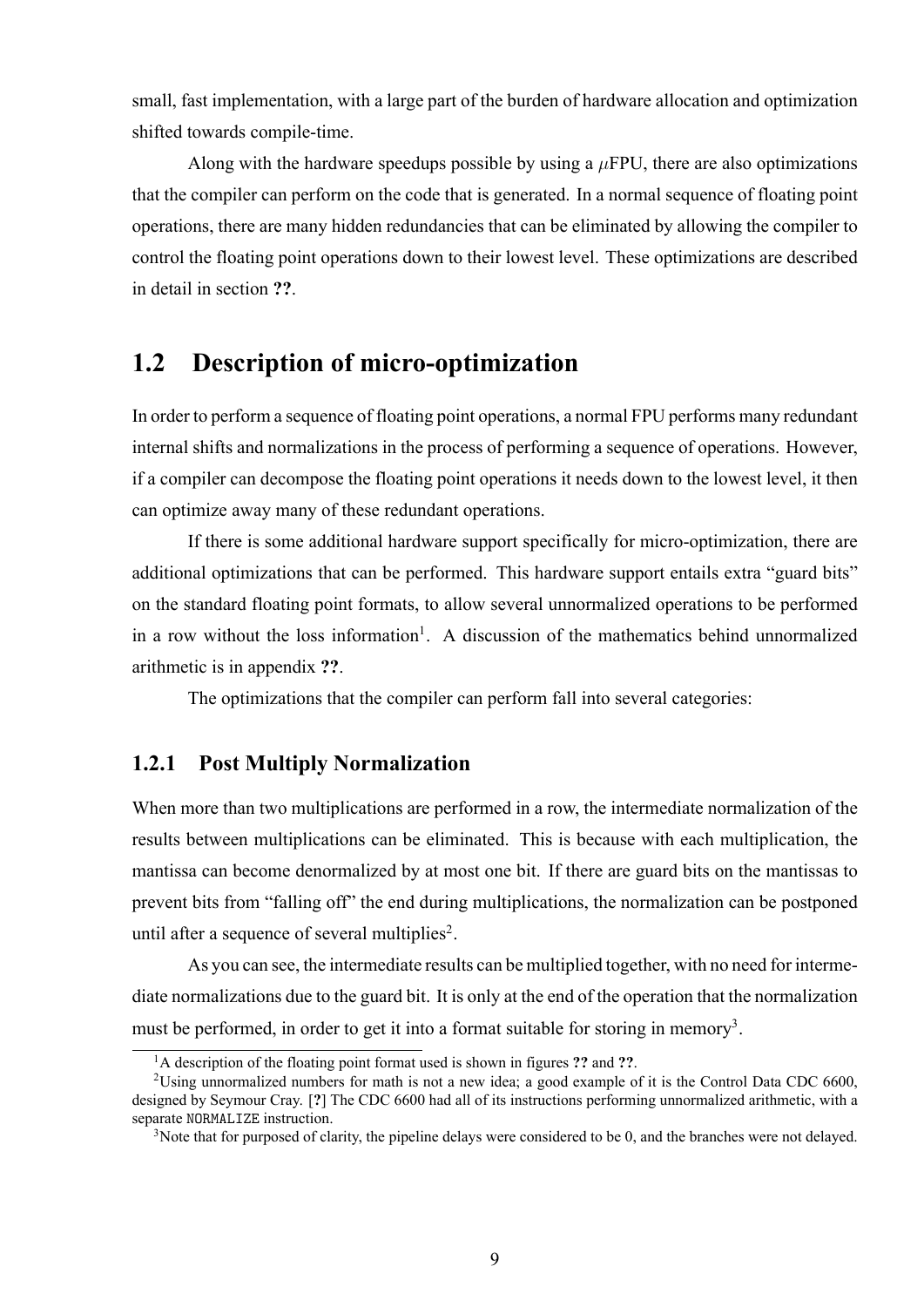small, fast implementation, with a large part of the burden of hardware allocation and optimization shifted towards compile-time.

Along with the hardware speedups possible by using a $\mu$FPU, there are also optimizations that the compiler can perform on the code that is generated. In a normal sequence of floating point operations, there are many hidden redundancies that can be eliminated by allowing the compiler to control the floating point operations down to their lowest level. These optimizations are described in detail in section **??**.

## 1.2 Description of micro-optimization

In order to perform a sequence of floating point operations, a normal FPU performs many redundant internal shifts and normalizations in the process of performing a sequence of operations. However, if a compiler can decompose the floating point operations it needs down to the lowest level, it then can optimize away many of these redundant operations.

If there is some additional hardware support specifically for micro-optimization, there are additional optimizations that can be performed. This hardware support entails extra "guard bits" on the standard floating point formats, to allow several unnormalized operations to be performed in a row without the loss information[1]. A discussion of the mathematics behind unnormalized arithmetic is in appendix **??**.

The optimizations that the compiler can perform fall into several categories:

### 1.2.1 Post Multiply Normalization

When more than two multiplications are performed in a row, the intermediate normalization of the results between multiplications can be eliminated. This is because with each multiplication, the mantissa can become denormalized by at most one bit. If there are guard bits on the mantissas to prevent bits from "falling off" the end during multiplications, the normalization can be postponed until after a sequence of several multiplies[2].

As you can see, the intermediate results can be multiplied together, with no need for intermediate normalizations due to the guard bit. It is only at the end of the operation that the normalization must be performed, in order to get it into a format suitable for storing in memory[3].

---

[1] A description of the floating point format used is shown in figures **??** and **??**.

[2] Using unnormalized numbers for math is not a new idea; a good example of it is the Control Data CDC 6600, designed by Seymour Cray. [**?**] The CDC 6600 had all of its instructions performing unnormalized arithmetic, with a separate `NORMALIZE` instruction.

[3] Note that for purposed of clarity, the pipeline delays were considered to be 0, and the branches were not delayed.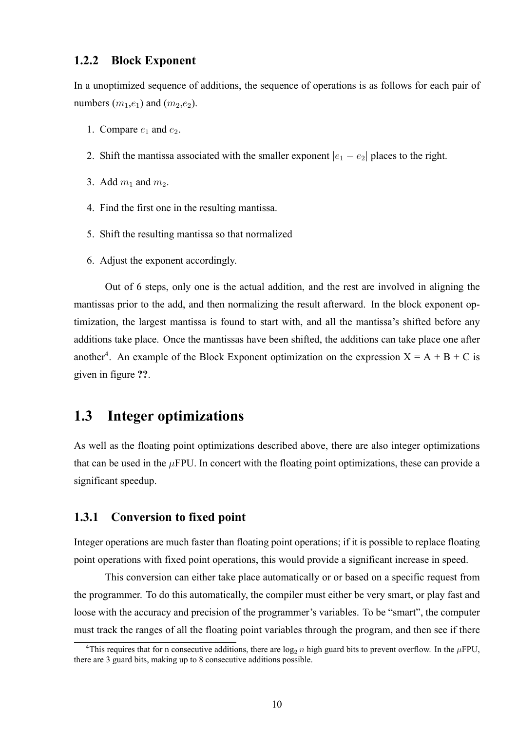### 1.2.2 Block Exponent

In a unoptimized sequence of additions, the sequence of operations is as follows for each pair of numbers ($m_1$,$e_1$) and ($m_2$,$e_2$).

1. Compare $e_1$ and $e_2$.
2. Shift the mantissa associated with the smaller exponent $|e_1 - e_2|$ places to the right.
3. Add $m_1$ and $m_2$.
4. Find the first one in the resulting mantissa.
5. Shift the resulting mantissa so that normalized
6. Adjust the exponent accordingly.

Out of 6 steps, only one is the actual addition, and the rest are involved in aligning the mantissas prior to the add, and then normalizing the result afterward. In the block exponent optimization, the largest mantissa is found to start with, and all the mantissa's shifted before any additions take place. Once the mantissas have been shifted, the additions can take place one after another[4]. An example of the Block Exponent optimization on the expression X = A + B + C is given in figure **??**.

## 1.3 Integer optimizations

As well as the floating point optimizations described above, there are also integer optimizations that can be used in the $\mu$FPU. In concert with the floating point optimizations, these can provide a significant speedup.

### 1.3.1 Conversion to fixed point

Integer operations are much faster than floating point operations; if it is possible to replace floating point operations with fixed point operations, this would provide a significant increase in speed.

This conversion can either take place automatically or or based on a specific request from the programmer. To do this automatically, the compiler must either be very smart, or play fast and loose with the accuracy and precision of the programmer's variables. To be "smart", the computer must track the ranges of all the floating point variables through the program, and then see if there

[4]This requires that for n consecutive additions, there are $\log_2 n$ high guard bits to prevent overflow. In the $\mu$FPU, there are 3 guard bits, making up to 8 consecutive additions possible.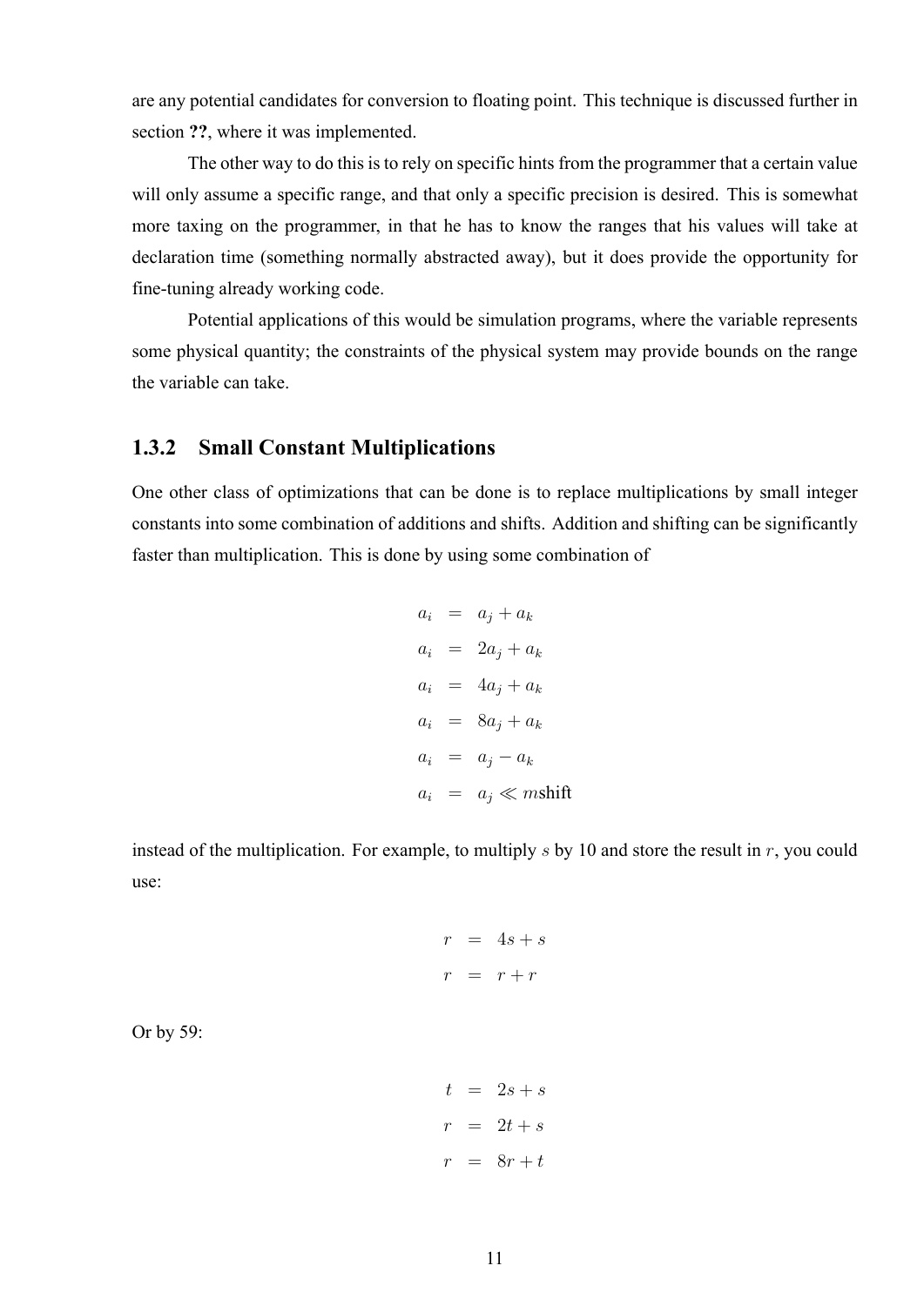are any potential candidates for conversion to floating point. This technique is discussed further in section **??**, where it was implemented.

The other way to do this is to rely on specific hints from the programmer that a certain value will only assume a specific range, and that only a specific precision is desired. This is somewhat more taxing on the programmer, in that he has to know the ranges that his values will take at declaration time (something normally abstracted away), but it does provide the opportunity for fine-tuning already working code.

Potential applications of this would be simulation programs, where the variable represents some physical quantity; the constraints of the physical system may provide bounds on the range the variable can take.

### 1.3.2 Small Constant Multiplications

One other class of optimizations that can be done is to replace multiplications by small integer constants into some combination of additions and shifts. Addition and shifting can be significantly faster than multiplication. This is done by using some combination of

$$
\begin{aligned}
a_i &= a_j + a_k \\
a_i &= 2a_j + a_k \\
a_i &= 4a_j + a_k \\
a_i &= 8a_j + a_k \\
a_i &= a_j - a_k \\
a_i &= a_j \ll m\text{shift}
\end{aligned}
$$

instead of the multiplication. For example, to multiply $s$ by 10 and store the result in $r$, you could use:

$$
\begin{aligned}
r &= 4s + s \\
r &= r + r
\end{aligned}
$$

Or by 59:

$$
\begin{aligned}
t &= 2s + s \\
r &= 2t + s \\
r &= 8r + t
\end{aligned}
$$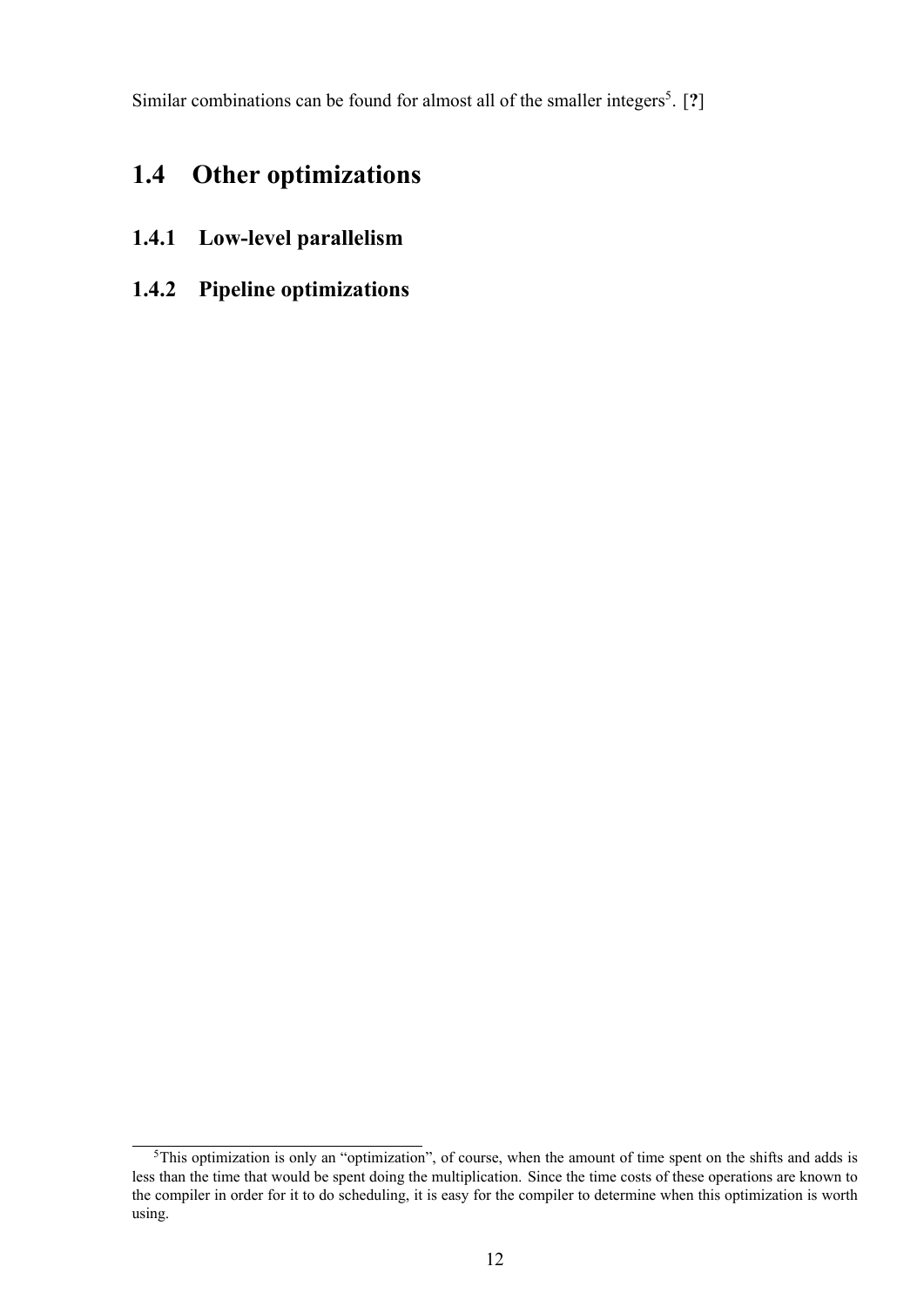Similar combinations can be found for almost all of the smaller integers[5]. [?]

## 1.4 Other optimizations

### 1.4.1 Low-level parallelism

### 1.4.2 Pipeline optimizations

---

[5]This optimization is only an "optimization", of course, when the amount of time spent on the shifts and adds is less than the time that would be spent doing the multiplication. Since the time costs of these operations are known to the compiler in order for it to do scheduling, it is easy for the compiler to determine when this optimization is worth using.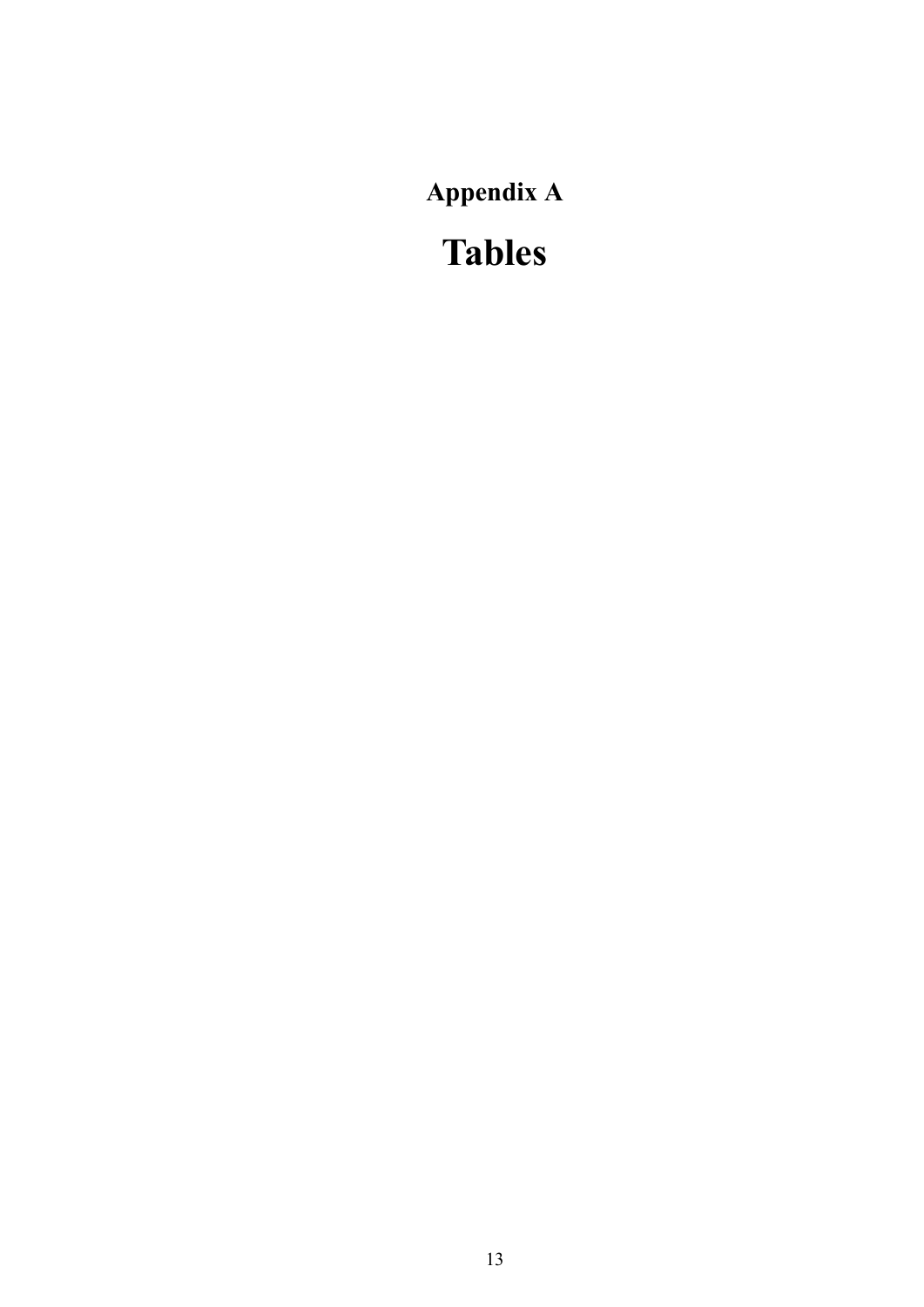# Appendix A

# Tables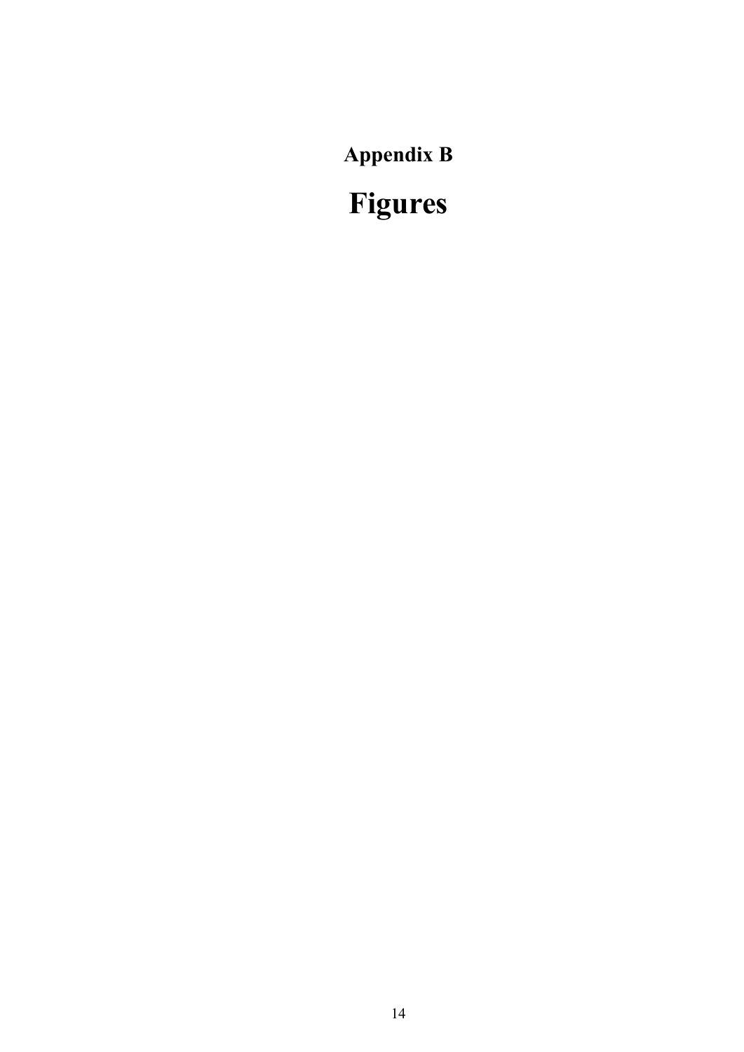# Appendix B

# Figures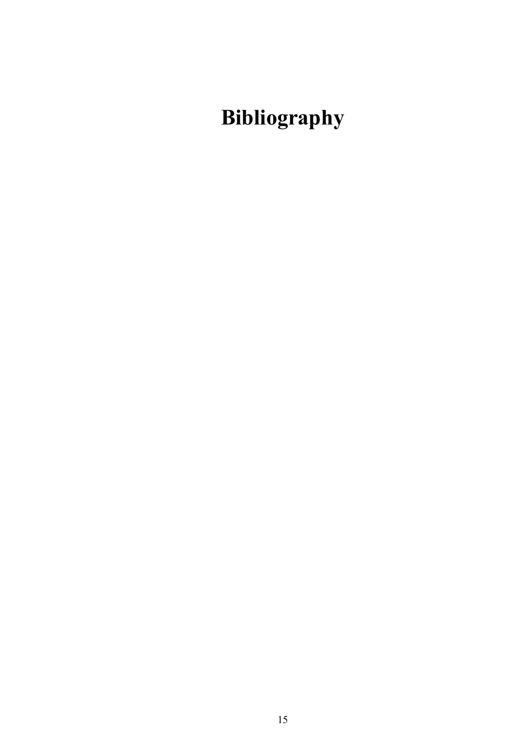# Bibliography